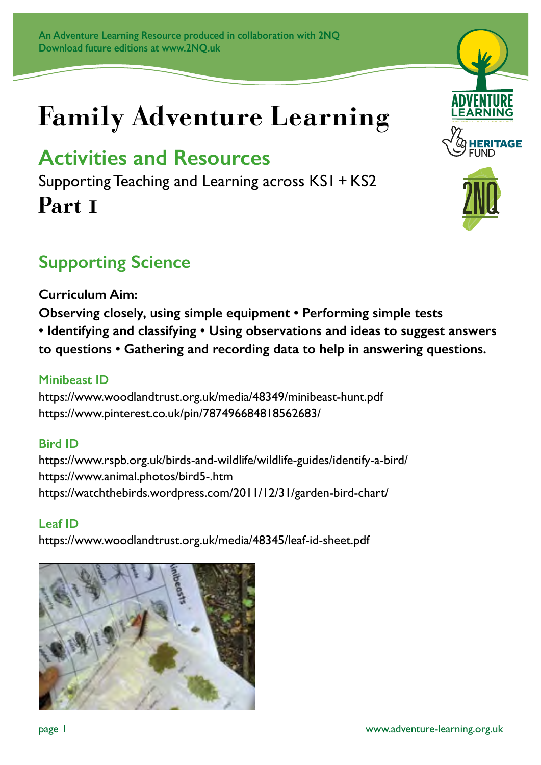An Adventure Learning Resource produced in collaboration with 2NQ
Download future editions at www.2NQ.uk

# Family Adventure Learning

## Activities and Resources

Supporting Teaching and Learning across KS1 + KS2

**Part 1**

## Supporting Science

**Curriculum Aim:**

**Observing closely, using simple equipment • Performing simple tests • Identifying and classifying • Using observations and ideas to suggest answers to questions • Gathering and recording data to help in answering questions.**

### Minibeast ID

https://www.woodlandtrust.org.uk/media/48349/minibeast-hunt.pdf
https://www.pinterest.co.uk/pin/787496684818562683/

### Bird ID

https://www.rspb.org.uk/birds-and-wildlife/wildlife-guides/identify-a-bird/
https://www.animal.photos/bird5-.htm
https://watchthebirds.wordpress.com/2011/12/31/garden-bird-chart/

### Leaf ID

https://www.woodlandtrust.org.uk/media/48345/leaf-id-sheet.pdf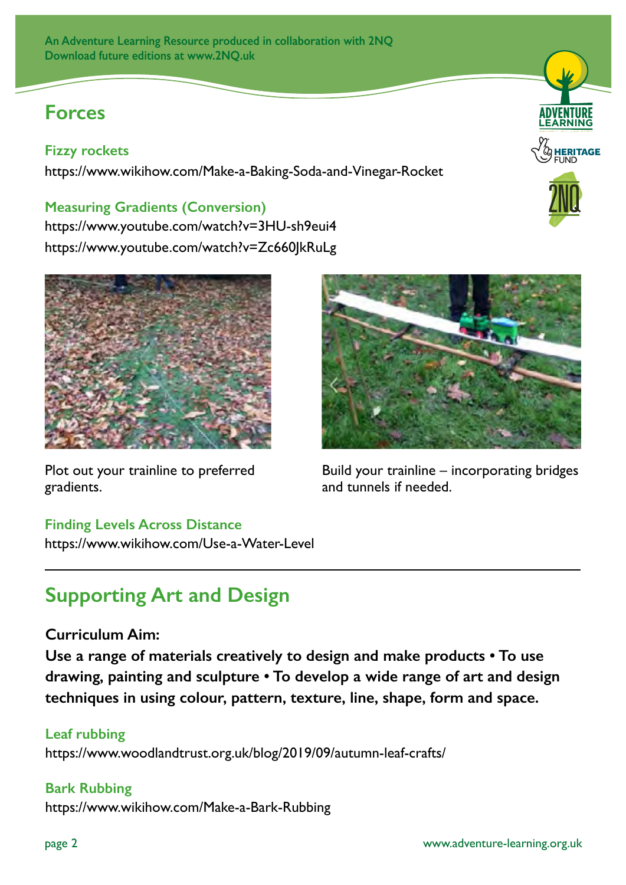An Adventure Learning Resource produced in collaboration with 2NQ
Download future editions at www.2NQ.uk

## Forces

### Fizzy rockets

https://www.wikihow.com/Make-a-Baking-Soda-and-Vinegar-Rocket

### Measuring Gradients (Conversion)

https://www.youtube.com/watch?v=3HU-sh9eui4
https://www.youtube.com/watch?v=Zc660JkRuLg

Plot out your trainline to preferred gradients.

Build your trainline – incorporating bridges and tunnels if needed.

### Finding Levels Across Distance

https://www.wikihow.com/Use-a-Water-Level

---

## Supporting Art and Design

**Curriculum Aim:**

**Use a range of materials creatively to design and make products • To use drawing, painting and sculpture • To develop a wide range of art and design techniques in using colour, pattern, texture, line, shape, form and space.**

### Leaf rubbing

https://www.woodlandtrust.org.uk/blog/2019/09/autumn-leaf-crafts/

### Bark Rubbing

https://www.wikihow.com/Make-a-Bark-Rubbing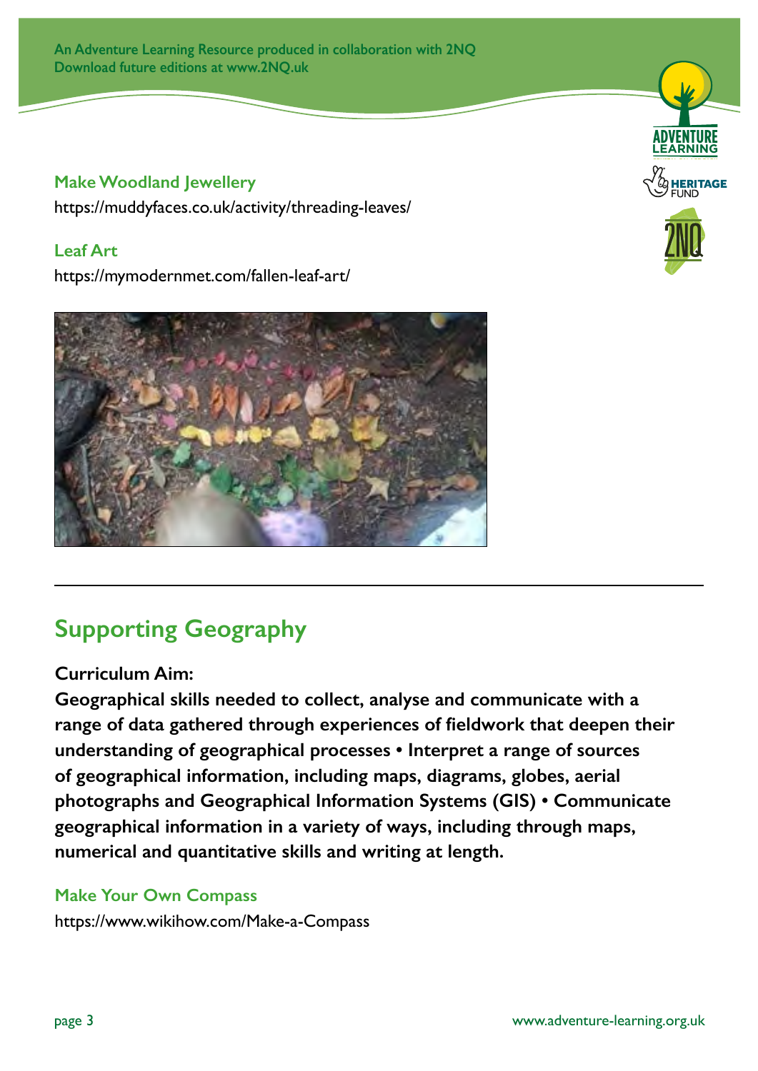### Make Woodland Jewellery

https://muddyfaces.co.uk/activity/threading-leaves/

### Leaf Art

https://mymodernmet.com/fallen-leaf-art/

---

## Supporting Geography

**Curriculum Aim:**

**Geographical skills needed to collect, analyse and communicate with a range of data gathered through experiences of fieldwork that deepen their understanding of geographical processes • Interpret a range of sources of geographical information, including maps, diagrams, globes, aerial photographs and Geographical Information Systems (GIS) • Communicate geographical information in a variety of ways, including through maps, numerical and quantitative skills and writing at length.**

### Make Your Own Compass

https://www.wikihow.com/Make-a-Compass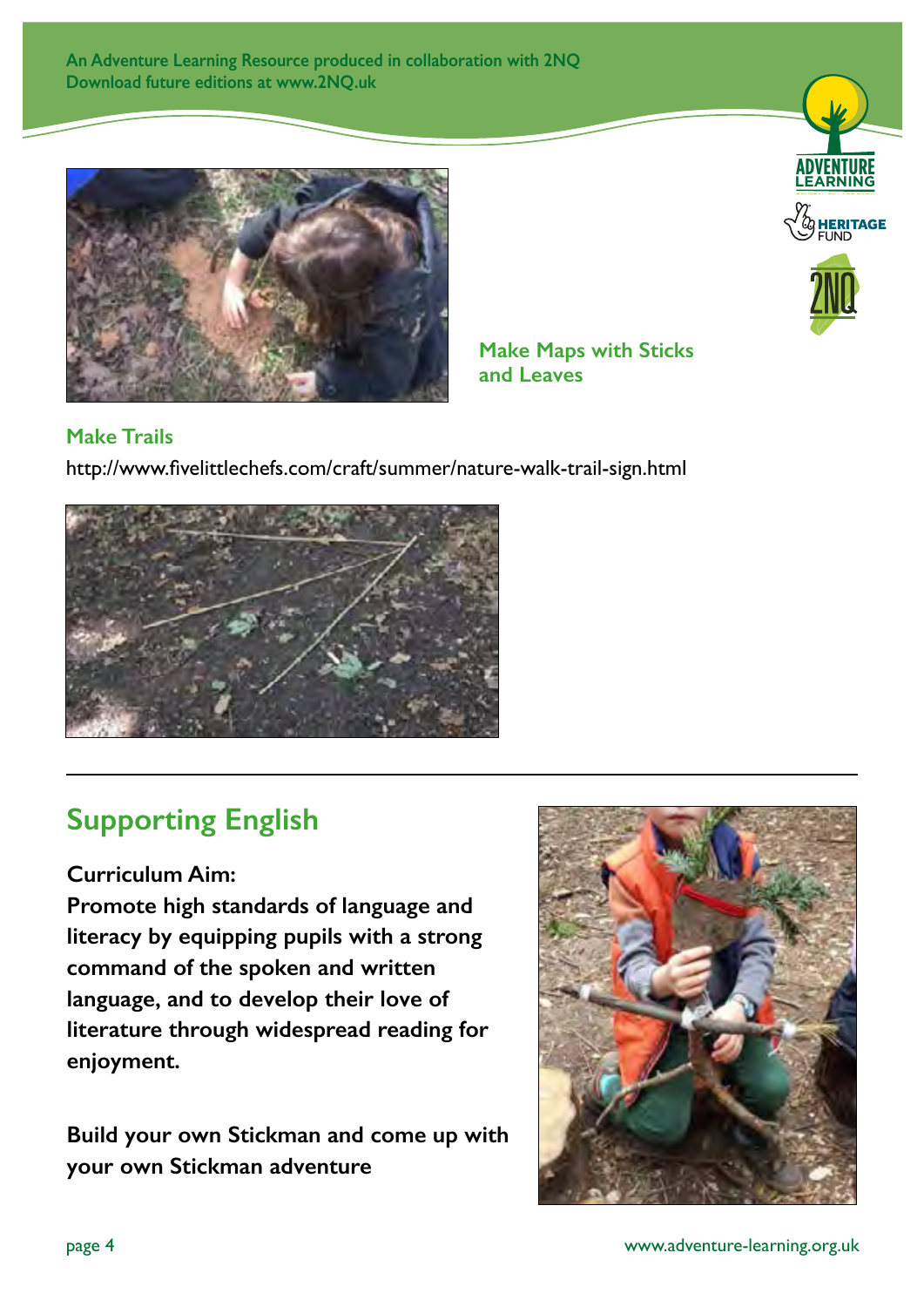An Adventure Learning Resource produced in collaboration with 2NQ
Download future editions at www.2NQ.uk

### Make Maps with Sticks and Leaves

### Make Trails

http://www.fivelittlechefs.com/craft/summer/nature-walk-trail-sign.html

---

## Supporting English

**Curriculum Aim:**
**Promote high standards of language and literacy by equipping pupils with a strong command of the spoken and written language, and to develop their love of literature through widespread reading for enjoyment.**

**Build your own Stickman and come up with your own Stickman adventure**